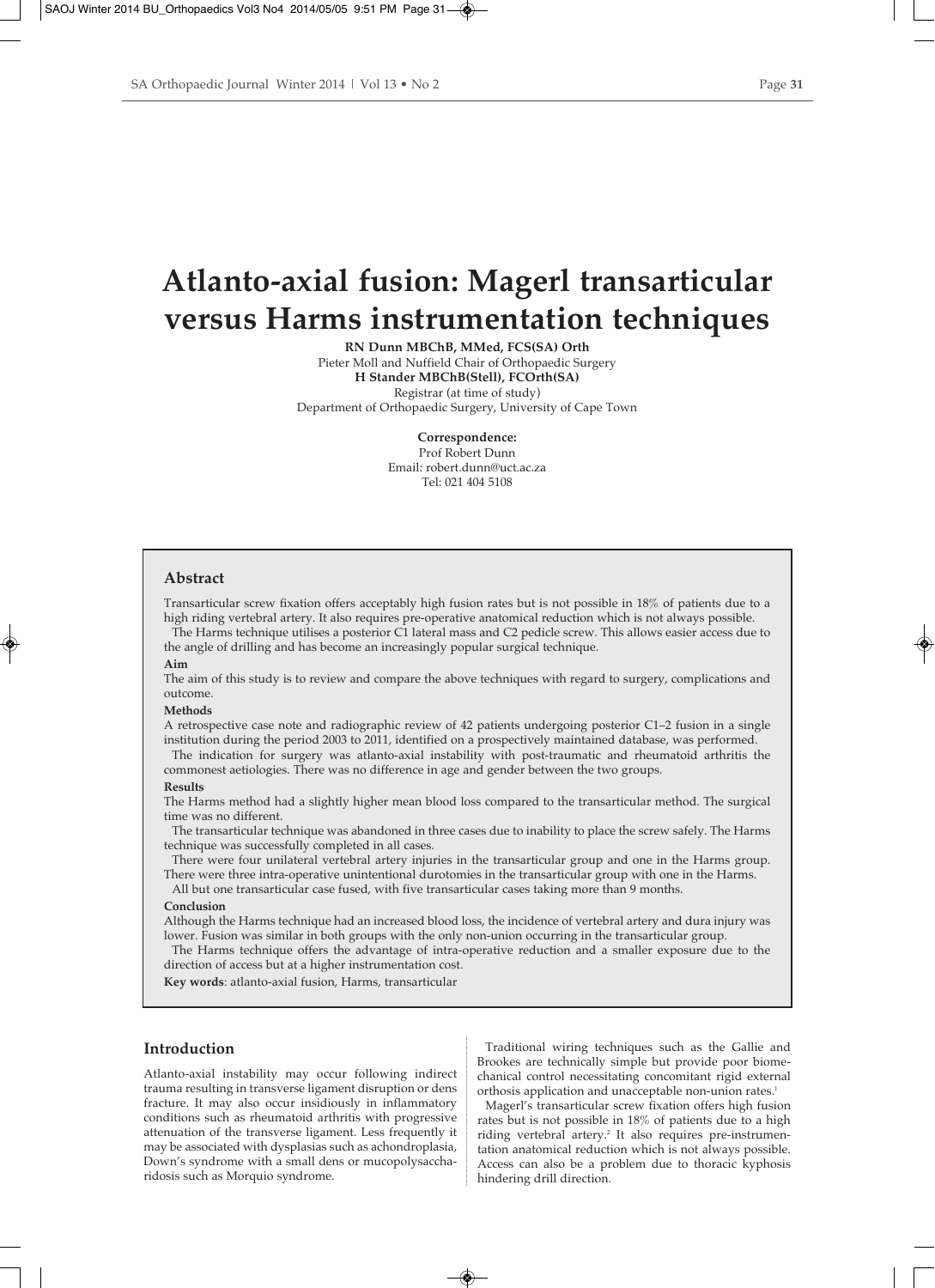# Atlanto-axial fusion: Magerl transarticular versus Harms instrumentation techniques

**RN Dunn MBChB, MMed, FCS(SA) Orth**
Pieter Moll and Nuffield Chair of Orthopaedic Surgery
**H Stander MBChB(Stell), FCOrth(SA)**
Registrar (at time of study)
Department of Orthopaedic Surgery, University of Cape Town

**Correspondence:**
Prof Robert Dunn
Email: robert.dunn@uct.ac.za
Tel: 021 404 5108

## Abstract

Transarticular screw fixation offers acceptably high fusion rates but is not possible in 18% of patients due to a high riding vertebral artery. It also requires pre-operative anatomical reduction which is not always possible.

The Harms technique utilises a posterior C1 lateral mass and C2 pedicle screw. This allows easier access due to the angle of drilling and has become an increasingly popular surgical technique.

**Aim**

The aim of this study is to review and compare the above techniques with regard to surgery, complications and outcome.

**Methods**

A retrospective case note and radiographic review of 42 patients undergoing posterior C1–2 fusion in a single institution during the period 2003 to 2011, identified on a prospectively maintained database, was performed.

The indication for surgery was atlanto-axial instability with post-traumatic and rheumatoid arthritis the commonest aetiologies. There was no difference in age and gender between the two groups.

**Results**

The Harms method had a slightly higher mean blood loss compared to the transarticular method. The surgical time was no different.

The transarticular technique was abandoned in three cases due to inability to place the screw safely. The Harms technique was successfully completed in all cases.

There were four unilateral vertebral artery injuries in the transarticular group and one in the Harms group. There were three intra-operative unintentional durotomies in the transarticular group with one in the Harms.

All but one transarticular case fused, with five transarticular cases taking more than 9 months.

**Conclusion**

Although the Harms technique had an increased blood loss, the incidence of vertebral artery and dura injury was lower. Fusion was similar in both groups with the only non-union occurring in the transarticular group.

The Harms technique offers the advantage of intra-operative reduction and a smaller exposure due to the direction of access but at a higher instrumentation cost.

**Key words**: atlanto-axial fusion, Harms, transarticular

## Introduction

Atlanto-axial instability may occur following indirect trauma resulting in transverse ligament disruption or dens fracture. It may also occur insidiously in inflammatory conditions such as rheumatoid arthritis with progressive attenuation of the transverse ligament. Less frequently it may be associated with dysplasias such as achondroplasia, Down's syndrome with a small dens or mucopolysaccharidosis such as Morquio syndrome.

Traditional wiring techniques such as the Gallie and Brookes are technically simple but provide poor biomechanical control necessitating concomitant rigid external orthosis application and unacceptable non-union rates.[1]

Magerl's transarticular screw fixation offers high fusion rates but is not possible in 18% of patients due to a high riding vertebral artery.[2] It also requires pre-instrumentation anatomical reduction which is not always possible. Access can also be a problem due to thoracic kyphosis hindering drill direction.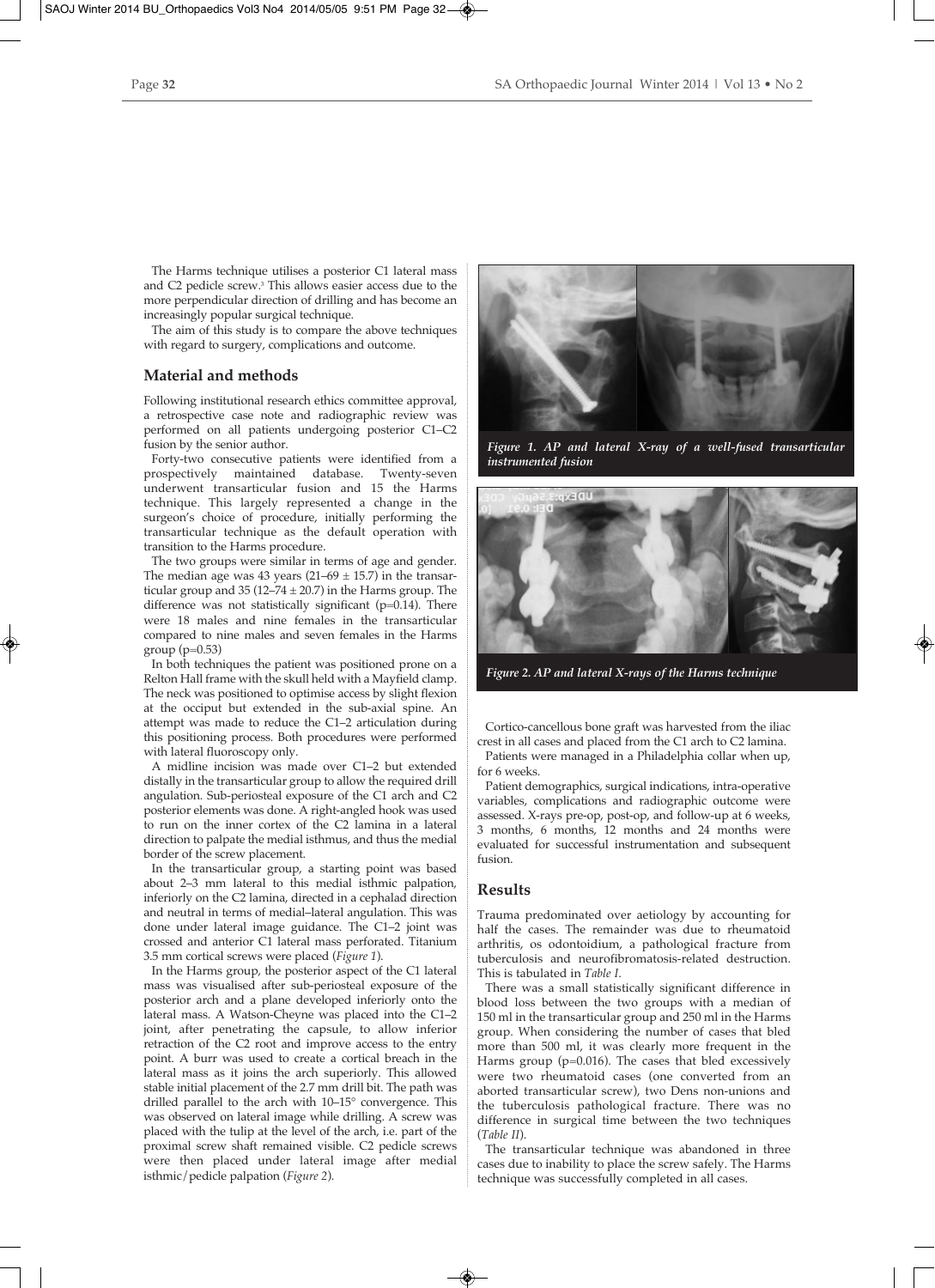The Harms technique utilises a posterior C1 lateral mass and C2 pedicle screw.[3] This allows easier access due to the more perpendicular direction of drilling and has become an increasingly popular surgical technique.

The aim of this study is to compare the above techniques with regard to surgery, complications and outcome.

## Material and methods

Following institutional research ethics committee approval, a retrospective case note and radiographic review was performed on all patients undergoing posterior C1–C2 fusion by the senior author.

Forty-two consecutive patients were identified from a prospectively maintained database. Twenty-seven underwent transarticular fusion and 15 the Harms technique. This largely represented a change in the surgeon's choice of procedure, initially performing the transarticular technique as the default operation with transition to the Harms procedure.

The two groups were similar in terms of age and gender. The median age was 43 years (21–69 ± 15.7) in the transarticular group and 35 (12–74 ± 20.7) in the Harms group. The difference was not statistically significant (p=0.14). There were 18 males and nine females in the transarticular compared to nine males and seven females in the Harms group (p=0.53)

In both techniques the patient was positioned prone on a Relton Hall frame with the skull held with a Mayfield clamp. The neck was positioned to optimise access by slight flexion at the occiput but extended in the sub-axial spine. An attempt was made to reduce the C1–2 articulation during this positioning process. Both procedures were performed with lateral fluoroscopy only.

A midline incision was made over C1–2 but extended distally in the transarticular group to allow the required drill angulation. Sub-periosteal exposure of the C1 arch and C2 posterior elements was done. A right-angled hook was used to run on the inner cortex of the C2 lamina in a lateral direction to palpate the medial isthmus, and thus the medial border of the screw placement.

In the transarticular group, a starting point was based about 2–3 mm lateral to this medial isthmic palpation, inferiorly on the C2 lamina, directed in a cephalad direction and neutral in terms of medial–lateral angulation. This was done under lateral image guidance. The C1–2 joint was crossed and anterior C1 lateral mass perforated. Titanium 3.5 mm cortical screws were placed (*Figure 1*).

In the Harms group, the posterior aspect of the C1 lateral mass was visualised after sub-periosteal exposure of the posterior arch and a plane developed inferiorly onto the lateral mass. A Watson-Cheyne was placed into the C1–2 joint, after penetrating the capsule, to allow inferior retraction of the C2 root and improve access to the entry point. A burr was used to create a cortical breach in the lateral mass as it joins the arch superiorly. This allowed stable initial placement of the 2.7 mm drill bit. The path was drilled parallel to the arch with 10–15° convergence. This was observed on lateral image while drilling. A screw was placed with the tulip at the level of the arch, i.e. part of the proximal screw shaft remained visible. C2 pedicle screws were then placed under lateral image after medial isthmic/pedicle palpation (*Figure 2*).

***Figure 1. AP and lateral X-ray of a well-fused transarticular instrumented fusion***

***Figure 2. AP and lateral X-rays of the Harms technique***

Cortico-cancellous bone graft was harvested from the iliac crest in all cases and placed from the C1 arch to C2 lamina.

Patients were managed in a Philadelphia collar when up, for 6 weeks.

Patient demographics, surgical indications, intra-operative variables, complications and radiographic outcome were assessed. X-rays pre-op, post-op, and follow-up at 6 weeks, 3 months, 6 months, 12 months and 24 months were evaluated for successful instrumentation and subsequent fusion.

## Results

Trauma predominated over aetiology by accounting for half the cases. The remainder was due to rheumatoid arthritis, os odontoidium, a pathological fracture from tuberculosis and neurofibromatosis-related destruction. This is tabulated in *Table I*.

There was a small statistically significant difference in blood loss between the two groups with a median of 150 ml in the transarticular group and 250 ml in the Harms group. When considering the number of cases that bled more than 500 ml, it was clearly more frequent in the Harms group (p=0.016). The cases that bled excessively were two rheumatoid cases (one converted from an aborted transarticular screw), two Dens non-unions and the tuberculosis pathological fracture. There was no difference in surgical time between the two techniques (*Table II*).

The transarticular technique was abandoned in three cases due to inability to place the screw safely. The Harms technique was successfully completed in all cases.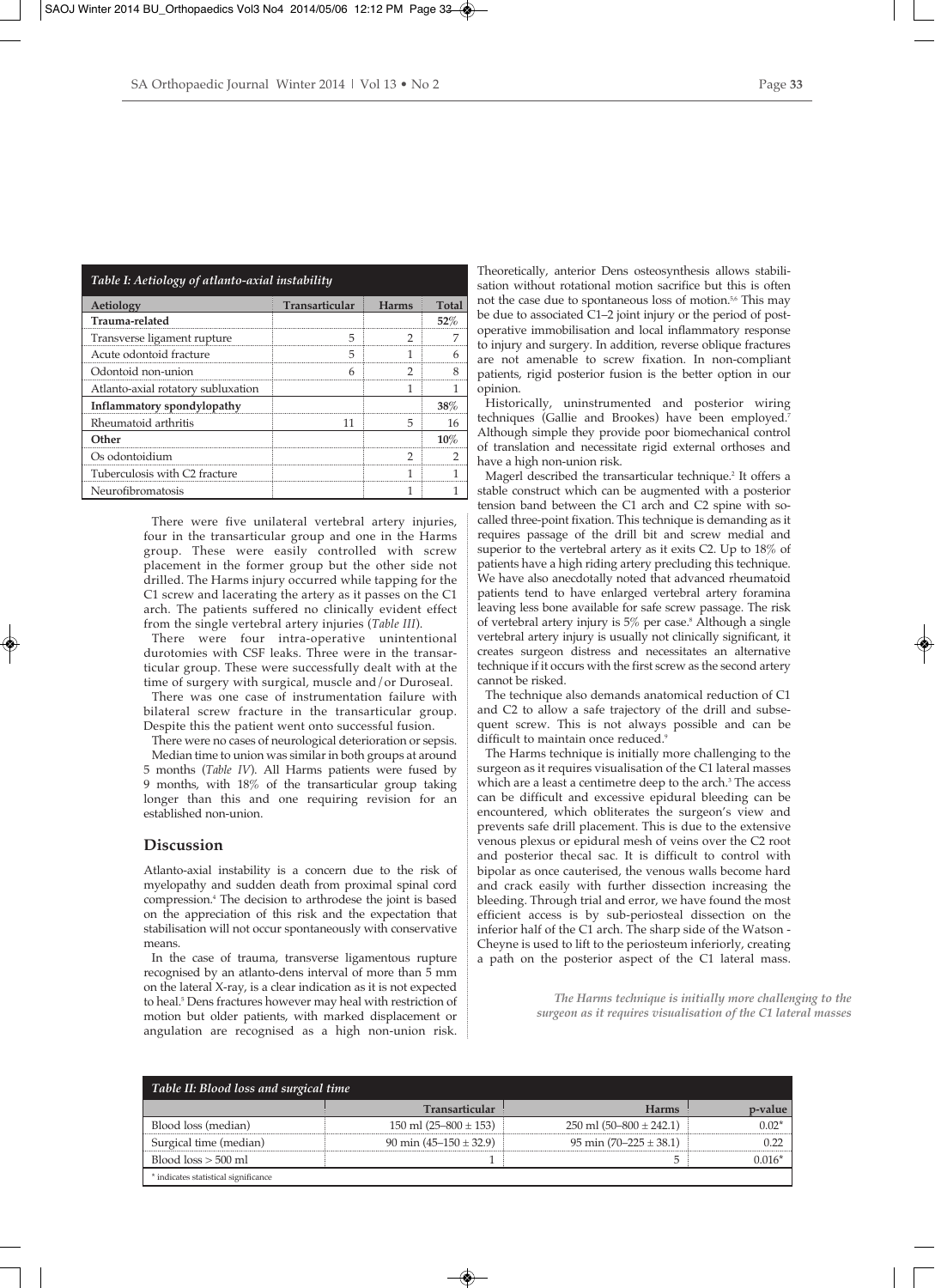| *Table I: Aetiology of atlanto-axial instability* | | | |
|---|---|---|---|
| **Aetiology** | **Transarticular** | **Harms** | **Total** |
| **Trauma-related** | | | **52%** |
| Transverse ligament rupture | 5 | 2 | 7 |
| Acute odontoid fracture | 5 | 1 | 6 |
| Odontoid non-union | 6 | 2 | 8 |
| Atlanto-axial rotatory subluxation | | 1 | 1 |
| **Inflammatory spondylopathy** | | | **38%** |
| Rheumatoid arthritis | 11 | 5 | 16 |
| **Other** | | | **10%** |
| Os odontoidium | | 2 | 2 |
| Tuberculosis with C2 fracture | | 1 | 1 |
| Neurofibromatosis | | 1 | 1 |

There were five unilateral vertebral artery injuries, four in the transarticular group and one in the Harms group. These were easily controlled with screw placement in the former group but the other side not drilled. The Harms injury occurred while tapping for the C1 screw and lacerating the artery as it passes on the C1 arch. The patients suffered no clinically evident effect from the single vertebral artery injuries (*Table III*).

There were four intra-operative unintentional durotomies with CSF leaks. Three were in the transarticular group. These were successfully dealt with at the time of surgery with surgical, muscle and/or Duroseal.

There was one case of instrumentation failure with bilateral screw fracture in the transarticular group. Despite this the patient went onto successful fusion.

There were no cases of neurological deterioration or sepsis.

Median time to union was similar in both groups at around 5 months (*Table IV*). All Harms patients were fused by 9 months, with 18% of the transarticular group taking longer than this and one requiring revision for an established non-union.

## Discussion

Atlanto-axial instability is a concern due to the risk of myelopathy and sudden death from proximal spinal cord compression.[4] The decision to arthrodese the joint is based on the appreciation of this risk and the expectation that stabilisation will not occur spontaneously with conservative means.

In the case of trauma, transverse ligamentous rupture recognised by an atlanto-dens interval of more than 5 mm on the lateral X-ray, is a clear indication as it is not expected to heal.[5] Dens fractures however may heal with restriction of motion but older patients, with marked displacement or angulation are recognised as a high non-union risk. Theoretically, anterior Dens osteosynthesis allows stabilisation without rotational motion sacrifice but this is often not the case due to spontaneous loss of motion.[5,6] This may be due to associated C1–2 joint injury or the period of post-operative immobilisation and local inflammatory response to injury and surgery. In addition, reverse oblique fractures are not amenable to screw fixation. In non-compliant patients, rigid posterior fusion is the better option in our opinion.

Historically, uninstrumented and posterior wiring techniques (Gallie and Brookes) have been employed.[7] Although simple they provide poor biomechanical control of translation and necessitate rigid external orthoses and have a high non-union risk.

Magerl described the transarticular technique.[2] It offers a stable construct which can be augmented with a posterior tension band between the C1 arch and C2 spine with so-called three-point fixation. This technique is demanding as it requires passage of the drill bit and screw medial and superior to the vertebral artery as it exits C2. Up to 18% of patients have a high riding artery precluding this technique. We have also anecdotally noted that advanced rheumatoid patients tend to have enlarged vertebral artery foramina leaving less bone available for safe screw passage. The risk of vertebral artery injury is 5% per case.[8] Although a single vertebral artery injury is usually not clinically significant, it creates surgeon distress and necessitates an alternative technique if it occurs with the first screw as the second artery cannot be risked.

The technique also demands anatomical reduction of C1 and C2 to allow a safe trajectory of the drill and subsequent screw. This is not always possible and can be difficult to maintain once reduced.[9]

The Harms technique is initially more challenging to the surgeon as it requires visualisation of the C1 lateral masses which are a least a centimetre deep to the arch.[3] The access can be difficult and excessive epidural bleeding can be encountered, which obliterates the surgeon's view and prevents safe drill placement. This is due to the extensive venous plexus or epidural mesh of veins over the C2 root and posterior thecal sac. It is difficult to control with bipolar as once cauterised, the venous walls become hard and crack easily with further dissection increasing the bleeding. Through trial and error, we have found the most efficient access is by sub-periosteal dissection on the inferior half of the C1 arch. The sharp side of the Watson - Cheyne is used to lift to the periosteum inferiorly, creating a path on the posterior aspect of the C1 lateral mass.

*The Harms technique is initially more challenging to the surgeon as it requires visualisation of the C1 lateral masses*

| *Table II: Blood loss and surgical time* | | | |
|---|---|---|---|
| | **Transarticular** | **Harms** | **p-value** |
| Blood loss (median) | 150 ml (25–800 ± 153) | 250 ml (50–800 ± 242.1) | 0.02* |
| Surgical time (median) | 90 min (45–150 ± 32.9) | 95 min (70–225 ± 38.1) | 0.22 |
| Blood loss > 500 ml | 1 | 5 | 0.016* |

\* indicates statistical significance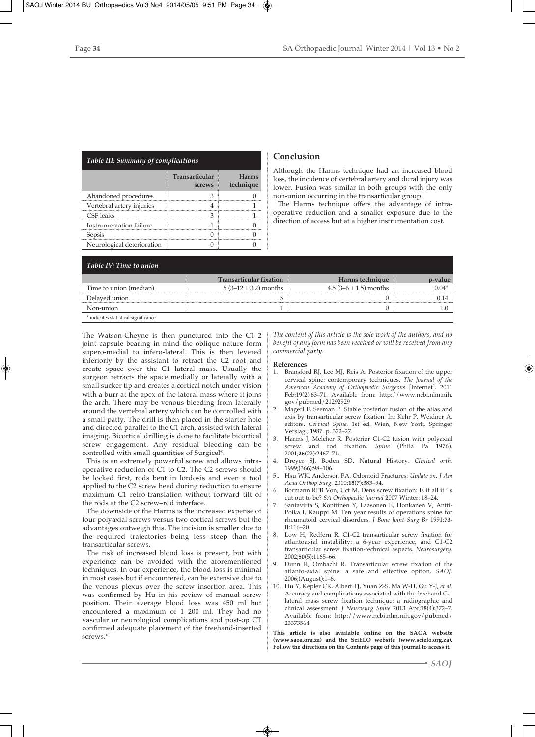*Table III: Summary of complications*

| | Transarticular screws | Harms technique |
|---|---|---|
| Abandoned procedures | 3 | 0 |
| Vertebral artery injuries | 4 | 1 |
| CSF leaks | 3 | 1 |
| Instrumentation failure | 1 | 0 |
| Sepsis | 0 | 0 |
| Neurological deterioration | 0 | 0 |

*Table IV: Time to union*

| | Transarticular fixation | Harms technique | p-value |
|---|---|---|---|
| Time to union (median) | 5 (3–12 ± 3.2) months | 4.5 (3–6 ± 1.5) months | 0.04* |
| Delayed union | 5 | 0 | 0.14 |
| Non-union | 1 | 0 | 1.0 |

\* indicates statistical significance

The Watson-Cheyne is then punctured into the C1–2 joint capsule bearing in mind the oblique nature form supero-medial to infero-lateral. This is then levered inferiorly by the assistant to retract the C2 root and create space over the C1 lateral mass. Usually the surgeon retracts the space medially or laterally with a small sucker tip and creates a cortical notch under vision with a burr at the apex of the lateral mass where it joins the arch. There may be venous bleeding from laterally around the vertebral artery which can be controlled with a small patty. The drill is then placed in the starter hole and directed parallel to the C1 arch, assisted with lateral imaging. Bicortical drilling is done to facilitate bicortical screw engagement. Any residual bleeding can be controlled with small quantities of Surgicel®.

This is an extremely powerful screw and allows intra-operative reduction of C1 to C2. The C2 screws should be locked first, rods bent in lordosis and even a tool applied to the C2 screw head during reduction to ensure maximum C1 retro-translation without forward tilt of the rods at the C2 screw–rod interface.

The downside of the Harms is the increased expense of four polyaxial screws versus two cortical screws but the advantages outweigh this. The incision is smaller due to the required trajectories being less steep than the transarticular screws.

The risk of increased blood loss is present, but with experience can be avoided with the aforementioned techniques. In our experience, the blood loss is minimal in most cases but if encountered, can be extensive due to the venous plexus over the screw insertion area. This was confirmed by Hu in his review of manual screw position. Their average blood loss was 450 ml but encountered a maximum of 1 200 ml. They had no vascular or neurological complications and post-op CT confirmed adequate placement of the freehand-inserted screws.[10]

## Conclusion

Although the Harms technique had an increased blood loss, the incidence of vertebral artery and dural injury was lower. Fusion was similar in both groups with the only non-union occurring in the transarticular group.

The Harms technique offers the advantage of intra-operative reduction and a smaller exposure due to the direction of access but at a higher instrumentation cost.

*The content of this article is the sole work of the authors, and no benefit of any form has been received or will be received from any commercial party.*

### References

1. Bransford RJ, Lee MJ, Reis A. Posterior fixation of the upper cervical spine: contemporary techniques. *The Journal of the American Academy of Orthopaedic Surgeons* [Internet]. 2011 Feb;19(2):63–71. Available from: http://www.ncbi.nlm.nih.gov/pubmed/21292929
2. Magerl F, Seeman P. Stable posterior fusion of the atlas and axis by transarticular screw fixation. In: Kehr P, Weidner A, editors. *Cervical Spine.* 1st ed. Wien, New York, Springer Verslag.; 1987. p. 322–27.
3. Harms J, Melcher R. Posterior C1-C2 fusion with polyaxial screw and rod fixation. *Spine* (Phila Pa 1976). 2001;**26**(22):2467–71.
4. Dreyer SJ, Boden SD. Natural History. *Clinical orth.* 1999;(366):98–106.
5.. Hsu WK, Anderson PA. Odontoid Fractures: *Update on. J Am Acad Orthop Surg.* 2010;**18**(7):383–94.
6. Bormann RPB Von, Uct M. Dens screw fixation: Is it all it ' s cut out to be? *SA Orthopaedic Journal* 2007 Winter: 18–24.
7. Santavirta S, Konttinen Y, Laasonen E, Honkanen V, Antti-Poika I, Kauppi M. Ten year results of operations spine for rheumatoid cervical disorders. *J Bone Joint Surg Br* 1991;**73-B**:116–20.
8. Low H, Redfern R. C1-C2 transarticular screw fixation for atlantoaxial instability: a 6-year experience, and C1-C2 transarticular screw fixation-technical aspects. *Neurosurgery.* 2002;**50**(5):1165–66.
9. Dunn R, Ombachi R. Transarticular screw fixation of the atlanto-axial spine: a safe and effective option. *SAOJ.* 2006;(August):1–6.
10. Hu Y, Kepler CK, Albert TJ, Yuan Z-S, Ma W-H, Gu Y-J, *et al*. Accuracy and complications associated with the freehand C-1 lateral mass screw fixation technique: a radiographic and clinical assessment. *J Neurosurg Spine* 2013 Apr;**18**(4):372–7. Available from: http://www.ncbi.nlm.nih.gov/pubmed/23373564

**This article is also available online on the SAOA website (www.saoa.org.za) and the SciELO website (www.scielo.org.za). Follow the directions on the Contents page of this journal to access it.**